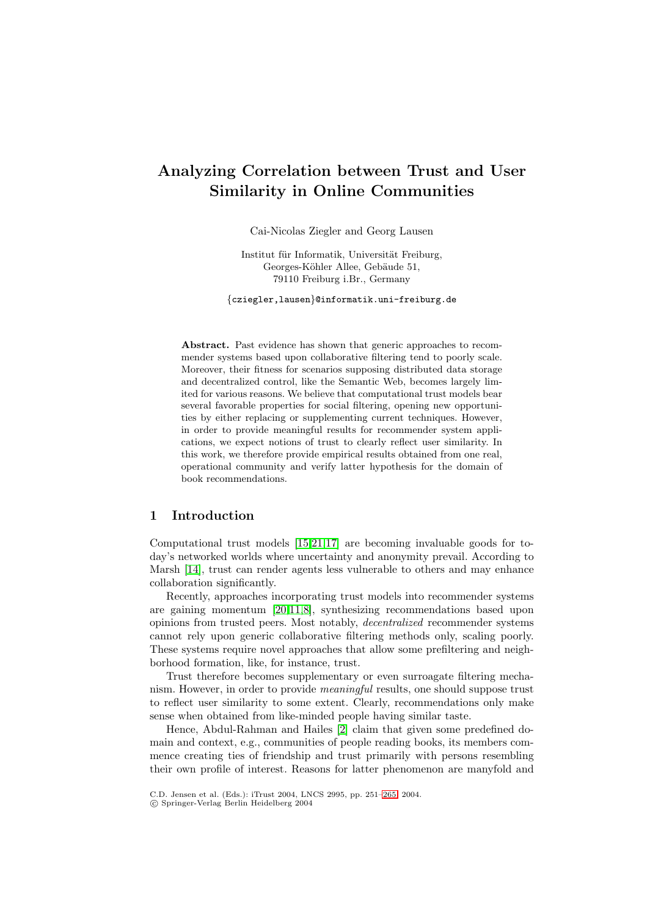# Analyzing Correlation between Trust and User Similarity in Online Communities

Cai-Nicolas Ziegler and Georg Lausen

Institut für Informatik, Universität Freiburg,
Georges-Köhler Allee, Gebäude 51,
79110 Freiburg i.Br., Germany

{cziegler,lausen}@informatik.uni-freiburg.de

**Abstract.** Past evidence has shown that generic approaches to recommender systems based upon collaborative filtering tend to poorly scale. Moreover, their fitness for scenarios supposing distributed data storage and decentralized control, like the Semantic Web, becomes largely limited for various reasons. We believe that computational trust models bear several favorable properties for social filtering, opening new opportunities by either replacing or supplementing current techniques. However, in order to provide meaningful results for recommender system applications, we expect notions of trust to clearly reflect user similarity. In this work, we therefore provide empirical results obtained from one real, operational community and verify latter hypothesis for the domain of book recommendations.

## 1 Introduction

Computational trust models [15,21,17] are becoming invaluable goods for today's networked worlds where uncertainty and anonymity prevail. According to Marsh [14], trust can render agents less vulnerable to others and may enhance collaboration significantly.

Recently, approaches incorporating trust models into recommender systems are gaining momentum [20,11,8], synthesizing recommendations based upon opinions from trusted peers. Most notably, *decentralized* recommender systems cannot rely upon generic collaborative filtering methods only, scaling poorly. These systems require novel approaches that allow some prefiltering and neighborhood formation, like, for instance, trust.

Trust therefore becomes supplementary or even surroagate filtering mechanism. However, in order to provide *meaningful* results, one should suppose trust to reflect user similarity to some extent. Clearly, recommendations only make sense when obtained from like-minded people having similar taste.

Hence, Abdul-Rahman and Hailes [2] claim that given some predefined domain and context, e.g., communities of people reading books, its members commence creating ties of friendship and trust primarily with persons resembling their own profile of interest. Reasons for latter phenomenon are manyfold and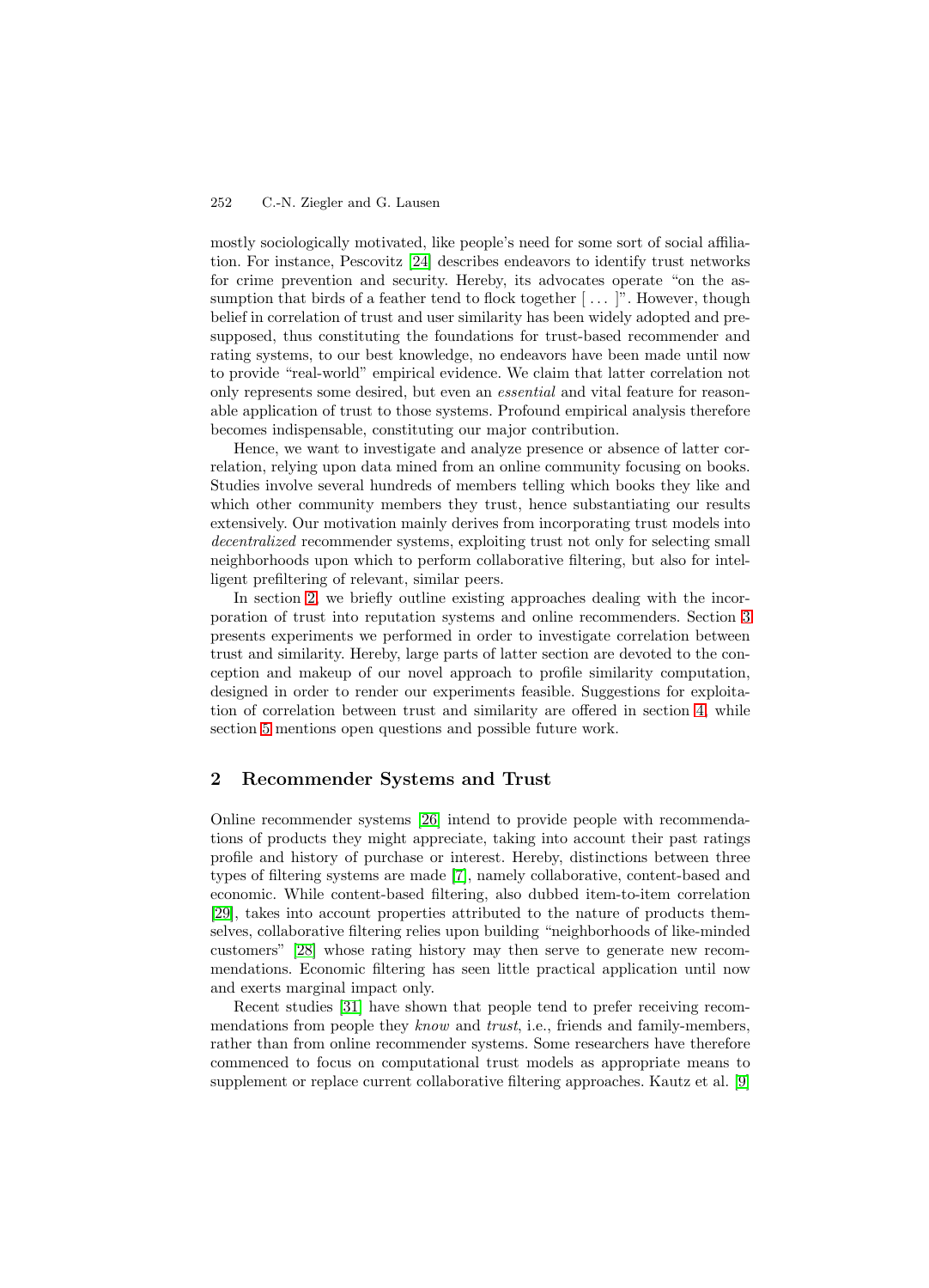mostly sociologically motivated, like people's need for some sort of social affiliation. For instance, Pescovitz [24] describes endeavors to identify trust networks for crime prevention and security. Hereby, its advocates operate "on the assumption that birds of a feather tend to flock together [ ... ]". However, though belief in correlation of trust and user similarity has been widely adopted and presupposed, thus constituting the foundations for trust-based recommender and rating systems, to our best knowledge, no endeavors have been made until now to provide "real-world" empirical evidence. We claim that latter correlation not only represents some desired, but even an *essential* and vital feature for reasonable application of trust to those systems. Profound empirical analysis therefore becomes indispensable, constituting our major contribution.

Hence, we want to investigate and analyze presence or absence of latter correlation, relying upon data mined from an online community focusing on books. Studies involve several hundreds of members telling which books they like and which other community members they trust, hence substantiating our results extensively. Our motivation mainly derives from incorporating trust models into *decentralized* recommender systems, exploiting trust not only for selecting small neighborhoods upon which to perform collaborative filtering, but also for intelligent prefiltering of relevant, similar peers.

In section 2, we briefly outline existing approaches dealing with the incorporation of trust into reputation systems and online recommenders. Section 3 presents experiments we performed in order to investigate correlation between trust and similarity. Hereby, large parts of latter section are devoted to the conception and makeup of our novel approach to profile similarity computation, designed in order to render our experiments feasible. Suggestions for exploitation of correlation between trust and similarity are offered in section 4, while section 5 mentions open questions and possible future work.

## 2 Recommender Systems and Trust

Online recommender systems [26] intend to provide people with recommendations of products they might appreciate, taking into account their past ratings profile and history of purchase or interest. Hereby, distinctions between three types of filtering systems are made [7], namely collaborative, content-based and economic. While content-based filtering, also dubbed item-to-item correlation [29], takes into account properties attributed to the nature of products themselves, collaborative filtering relies upon building "neighborhoods of like-minded customers" [28] whose rating history may then serve to generate new recommendations. Economic filtering has seen little practical application until now and exerts marginal impact only.

Recent studies [31] have shown that people tend to prefer receiving recommendations from people they *know* and *trust*, i.e., friends and family-members, rather than from online recommender systems. Some researchers have therefore commenced to focus on computational trust models as appropriate means to supplement or replace current collaborative filtering approaches. Kautz et al. [9]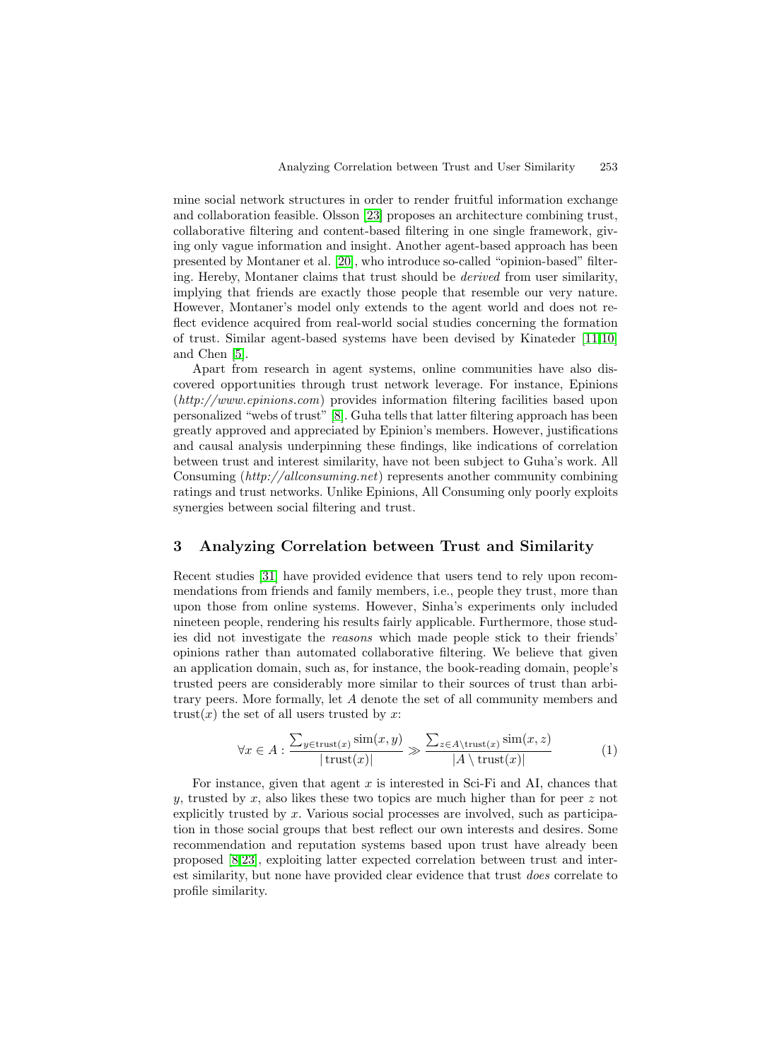mine social network structures in order to render fruitful information exchange and collaboration feasible. Olsson [23] proposes an architecture combining trust, collaborative filtering and content-based filtering in one single framework, giving only vague information and insight. Another agent-based approach has been presented by Montaner et al. [20], who introduce so-called "opinion-based" filtering. Hereby, Montaner claims that trust should be *derived* from user similarity, implying that friends are exactly those people that resemble our very nature. However, Montaner's model only extends to the agent world and does not reflect evidence acquired from real-world social studies concerning the formation of trust. Similar agent-based systems have been devised by Kinateder [11,10] and Chen [5].

Apart from research in agent systems, online communities have also discovered opportunities through trust network leverage. For instance, Epinions (*http://www.epinions.com*) provides information filtering facilities based upon personalized "webs of trust" [8]. Guha tells that latter filtering approach has been greatly approved and appreciated by Epinion's members. However, justifications and causal analysis underpinning these findings, like indications of correlation between trust and interest similarity, have not been subject to Guha's work. All Consuming (*http://allconsuming.net*) represents another community combining ratings and trust networks. Unlike Epinions, All Consuming only poorly exploits synergies between social filtering and trust.

## 3 Analyzing Correlation between Trust and Similarity

Recent studies [31] have provided evidence that users tend to rely upon recommendations from friends and family members, i.e., people they trust, more than upon those from online systems. However, Sinha's experiments only included nineteen people, rendering his results fairly applicable. Furthermore, those studies did not investigate the *reasons* which made people stick to their friends' opinions rather than automated collaborative filtering. We believe that given an application domain, such as, for instance, the book-reading domain, people's trusted peers are considerably more similar to their sources of trust than arbitrary peers. More formally, let $A$ denote the set of all community members and $\text{trust}(x)$ the set of all users trusted by $x$:

$$\forall x \in A : \frac{\sum_{y \in \text{trust}(x)} \text{sim}(x, y)}{|\text{trust}(x)|} \gg \frac{\sum_{z \in A \setminus \text{trust}(x)} \text{sim}(x, z)}{|A \setminus \text{trust}(x)|} \quad (1)$$

For instance, given that agent $x$ is interested in Sci-Fi and AI, chances that $y$, trusted by $x$, also likes these two topics are much higher than for peer $z$ not explicitly trusted by $x$. Various social processes are involved, such as participation in those social groups that best reflect our own interests and desires. Some recommendation and reputation systems based upon trust have already been proposed [8,23], exploiting latter expected correlation between trust and interest similarity, but none have provided clear evidence that trust *does* correlate to profile similarity.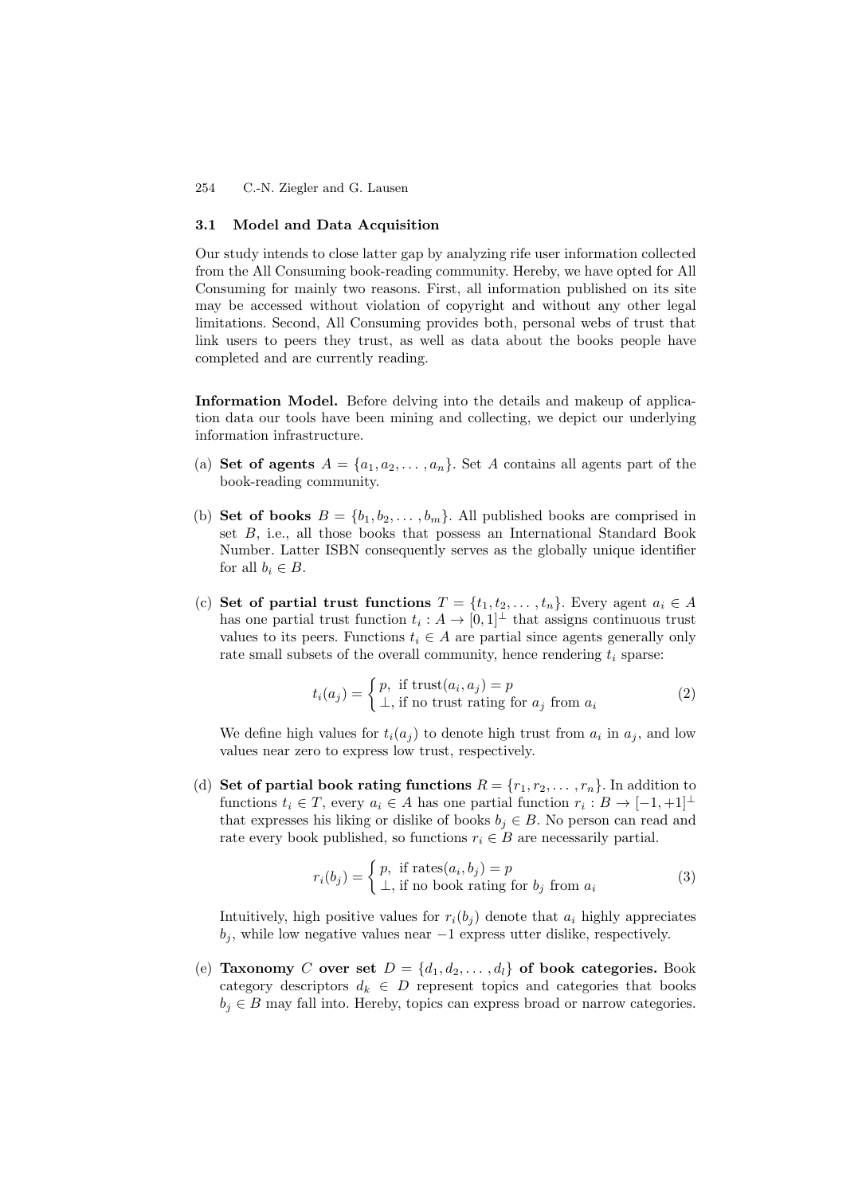### 3.1 Model and Data Acquisition

Our study intends to close latter gap by analyzing rife user information collected from the All Consuming book-reading community. Hereby, we have opted for All Consuming for mainly two reasons. First, all information published on its site may be accessed without violation of copyright and without any other legal limitations. Second, All Consuming provides both, personal webs of trust that link users to peers they trust, as well as data about the books people have completed and are currently reading.

**Information Model.** Before delving into the details and makeup of application data our tools have been mining and collecting, we depict our underlying information infrastructure.

(a) **Set of agents** $A = \{a_1, a_2, \ldots, a_n\}$. Set $A$ contains all agents part of the book-reading community.

(b) **Set of books** $B = \{b_1, b_2, \ldots, b_m\}$. All published books are comprised in set $B$, i.e., all those books that possess an International Standard Book Number. Latter ISBN consequently serves as the globally unique identifier for all $b_i \in B$.

(c) **Set of partial trust functions** $T = \{t_1, t_2, \ldots, t_n\}$. Every agent $a_i \in A$ has one partial trust function $t_i : A \rightarrow [0, 1]^{\perp}$ that assigns continuous trust values to its peers. Functions $t_i \in A$ are partial since agents generally only rate small subsets of the overall community, hence rendering $t_i$ sparse:

$$t_i(a_j) = \begin{cases} p, & \text{if trust}(a_i, a_j) = p \\ \perp, & \text{if no trust rating for } a_j \text{ from } a_i \end{cases} \tag{2}$$

We define high values for $t_i(a_j)$ to denote high trust from $a_i$ in $a_j$, and low values near zero to express low trust, respectively.

(d) **Set of partial book rating functions** $R = \{r_1, r_2, \ldots, r_n\}$. In addition to functions $t_i \in T$, every $a_i \in A$ has one partial function $r_i : B \rightarrow [-1, +1]^{\perp}$ that expresses his liking or dislike of books $b_j \in B$. No person can read and rate every book published, so functions $r_i \in B$ are necessarily partial.

$$r_i(b_j) = \begin{cases} p, & \text{if rates}(a_i, b_j) = p \\ \perp, & \text{if no book rating for } b_j \text{ from } a_i \end{cases} \tag{3}$$

Intuitively, high positive values for $r_i(b_j)$ denote that $a_i$ highly appreciates $b_j$, while low negative values near $-1$ express utter dislike, respectively.

(e) **Taxonomy $C$ over set $D = \{d_1, d_2, \ldots, d_l\}$ of book categories.** Book category descriptors $d_k \in D$ represent topics and categories that books $b_j \in B$ may fall into. Hereby, topics can express broad or narrow categories.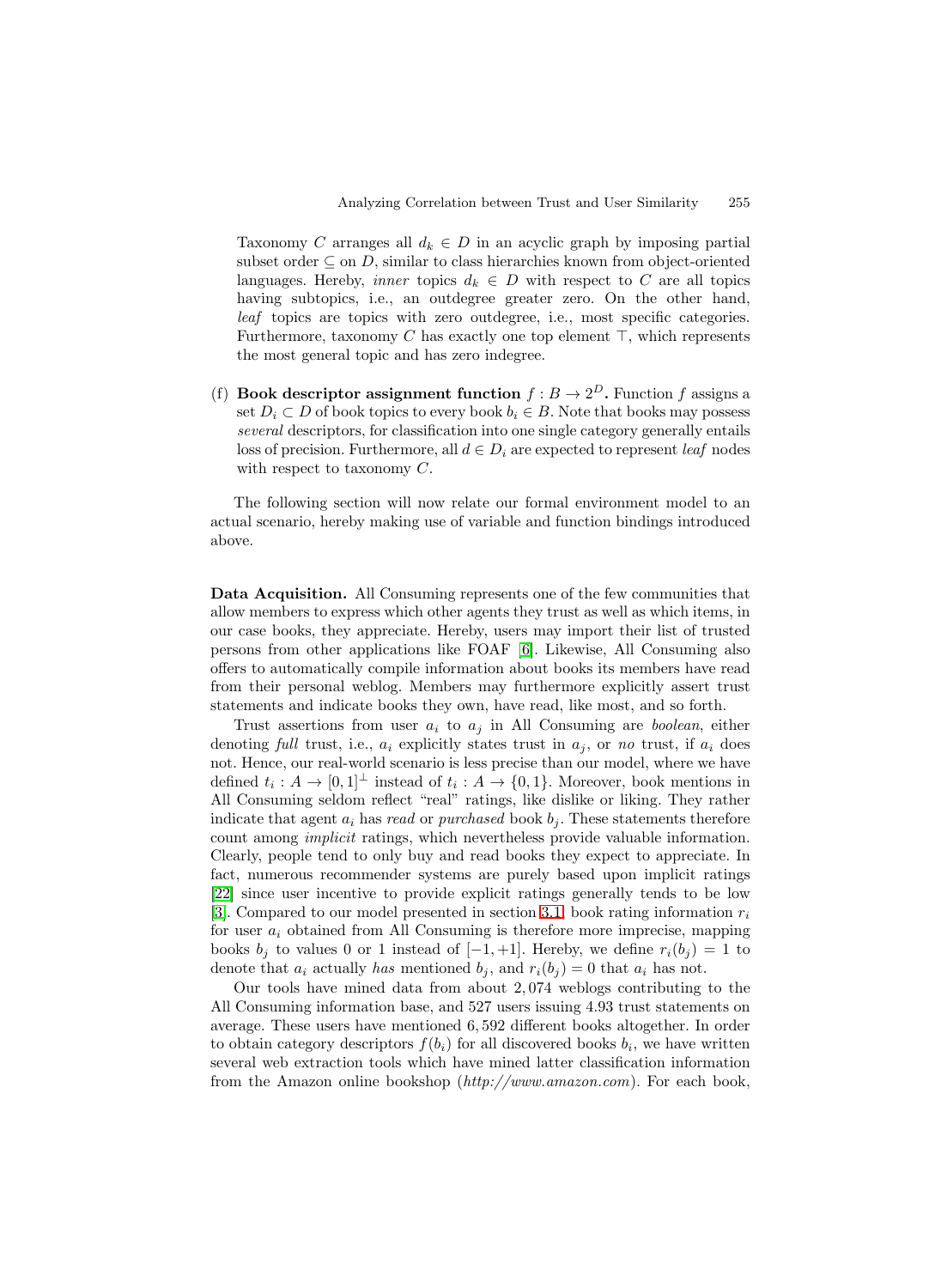Taxonomy $C$ arranges all $d_k \in D$ in an acyclic graph by imposing partial subset order $\subseteq$ on $D$, similar to class hierarchies known from object-oriented languages. Hereby, *inner* topics $d_k \in D$ with respect to $C$ are all topics having subtopics, i.e., an outdegree greater zero. On the other hand, *leaf* topics are topics with zero outdegree, i.e., most specific categories. Furthermore, taxonomy $C$ has exactly one top element $\top$, which represents the most general topic and has zero indegree.

(f) **Book descriptor assignment function $f : B \rightarrow 2^D$.** Function $f$ assigns a set $D_i \subset D$ of book topics to every book $b_i \in B$. Note that books may possess *several* descriptors, for classification into one single category generally entails loss of precision. Furthermore, all $d \in D_i$ are expected to represent *leaf* nodes with respect to taxonomy $C$.

The following section will now relate our formal environment model to an actual scenario, hereby making use of variable and function bindings introduced above.

**Data Acquisition.** All Consuming represents one of the few communities that allow members to express which other agents they trust as well as which items, in our case books, they appreciate. Hereby, users may import their list of trusted persons from other applications like FOAF [6]. Likewise, All Consuming also offers to automatically compile information about books its members have read from their personal weblog. Members may furthermore explicitly assert trust statements and indicate books they own, have read, like most, and so forth.

Trust assertions from user $a_i$ to $a_j$ in All Consuming are *boolean*, either denoting *full* trust, i.e., $a_i$ explicitly states trust in $a_j$, or *no* trust, if $a_i$ does not. Hence, our real-world scenario is less precise than our model, where we have defined $t_i : A \rightarrow [0, 1]^{\perp}$ instead of $t_i : A \rightarrow \{0, 1\}$. Moreover, book mentions in All Consuming seldom reflect "real" ratings, like dislike or liking. They rather indicate that agent $a_i$ has *read* or *purchased* book $b_j$. These statements therefore count among *implicit* ratings, which nevertheless provide valuable information. Clearly, people tend to only buy and read books they expect to appreciate. In fact, numerous recommender systems are purely based upon implicit ratings [22] since user incentive to provide explicit ratings generally tends to be low [3]. Compared to our model presented in section 3.1, book rating information $r_i$ for user $a_i$ obtained from All Consuming is therefore more imprecise, mapping books $b_j$ to values 0 or 1 instead of $[-1, +1]$. Hereby, we define $r_i(b_j) = 1$ to denote that $a_i$ actually *has* mentioned $b_j$, and $r_i(b_j) = 0$ that $a_i$ has not.

Our tools have mined data from about 2,074 weblogs contributing to the All Consuming information base, and 527 users issuing 4.93 trust statements on average. These users have mentioned 6,592 different books altogether. In order to obtain category descriptors $f(b_i)$ for all discovered books $b_i$, we have written several web extraction tools which have mined latter classification information from the Amazon online bookshop (*http://www.amazon.com*). For each book,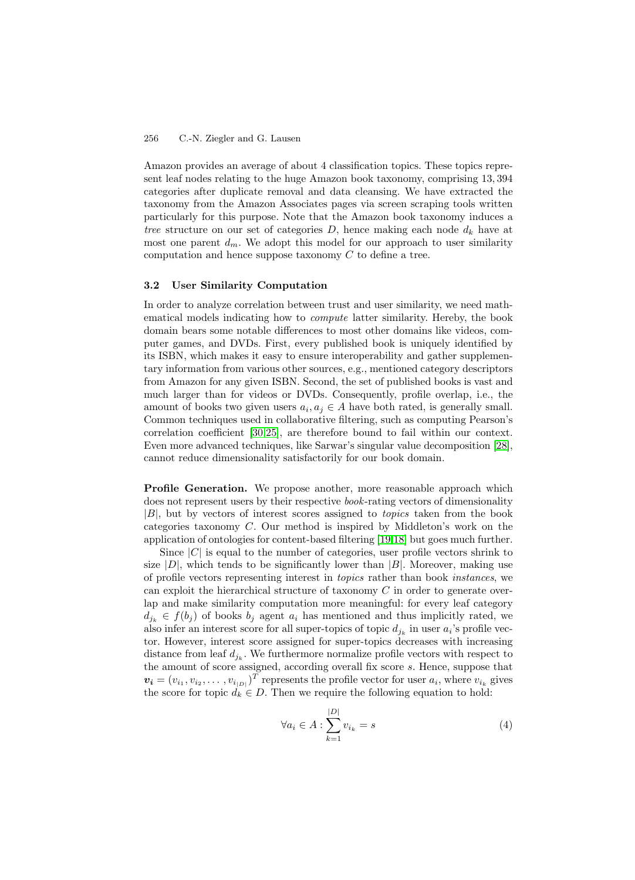Amazon provides an average of about 4 classification topics. These topics represent leaf nodes relating to the huge Amazon book taxonomy, comprising 13,394 categories after duplicate removal and data cleansing. We have extracted the taxonomy from the Amazon Associates pages via screen scraping tools written particularly for this purpose. Note that the Amazon book taxonomy induces a *tree* structure on our set of categories $D$, hence making each node $d_k$ have at most one parent $d_m$. We adopt this model for our approach to user similarity computation and hence suppose taxonomy $C$ to define a tree.

### 3.2 User Similarity Computation

In order to analyze correlation between trust and user similarity, we need mathematical models indicating how to *compute* latter similarity. Hereby, the book domain bears some notable differences to most other domains like videos, computer games, and DVDs. First, every published book is uniquely identified by its ISBN, which makes it easy to ensure interoperability and gather supplementary information from various other sources, e.g., mentioned category descriptors from Amazon for any given ISBN. Second, the set of published books is vast and much larger than for videos or DVDs. Consequently, profile overlap, i.e., the amount of books two given users $a_i, a_j \in A$ have both rated, is generally small. Common techniques used in collaborative filtering, such as computing Pearson's correlation coefficient [30,25], are therefore bound to fail within our context. Even more advanced techniques, like Sarwar's singular value decomposition [28], cannot reduce dimensionality satisfactorily for our book domain.

**Profile Generation.** We propose another, more reasonable approach which does not represent users by their respective *book*-rating vectors of dimensionality $|B|$, but by vectors of interest scores assigned to *topics* taken from the book categories taxonomy $C$. Our method is inspired by Middleton's work on the application of ontologies for content-based filtering [19,18] but goes much further.

Since $|C|$ is equal to the number of categories, user profile vectors shrink to size $|D|$, which tends to be significantly lower than $|B|$. Moreover, making use of profile vectors representing interest in *topics* rather than book *instances*, we can exploit the hierarchical structure of taxonomy $C$ in order to generate overlap and make similarity computation more meaningful: for every leaf category $d_{j_k} \in f(b_j)$ of books $b_j$ agent $a_i$ has mentioned and thus implicitly rated, we also infer an interest score for all super-topics of topic $d_{j_k}$ in user $a_i$'s profile vector. However, interest score assigned for super-topics decreases with increasing distance from leaf $d_{j_k}$. We furthermore normalize profile vectors with respect to the amount of score assigned, according overall fix score $s$. Hence, suppose that $\boldsymbol{v_i} = (v_{i_1}, v_{i_2}, \ldots, v_{i_{|D|}})^T$ represents the profile vector for user $a_i$, where $v_{i_k}$ gives the score for topic $d_k \in D$. Then we require the following equation to hold:

$$\forall a_i \in A : \sum_{k=1}^{|D|} v_{i_k} = s \tag{4}$$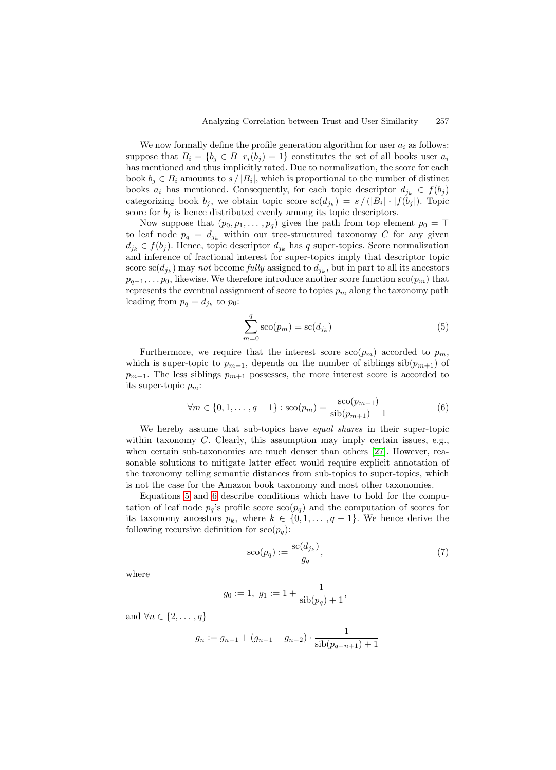We now formally define the profile generation algorithm for user $a_i$ as follows: suppose that $B_i = \{b_j \in B \,|\, r_i(b_j) = 1\}$ constitutes the set of all books user $a_i$ has mentioned and thus implicitly rated. Due to normalization, the score for each book $b_j \in B_i$ amounts to $s \,/\, |B_i|$, which is proportional to the number of distinct books $a_i$ has mentioned. Consequently, for each topic descriptor $d_{j_k} \in f(b_j)$ categorizing book $b_j$, we obtain topic score $\mathrm{sc}(d_{j_k}) = s \,/\, (|B_i| \cdot |f(b_j|)$. Topic score for $b_j$ is hence distributed evenly among its topic descriptors.

Now suppose that $(p_0, p_1, \ldots , p_q)$ gives the path from top element $p_0 = \top$ to leaf node $p_q = d_{j_k}$ within our tree-structured taxonomy $C$ for any given $d_{j_k} \in f(b_j)$. Hence, topic descriptor $d_{j_k}$ has $q$ super-topics. Score normalization and inference of fractional interest for super-topics imply that descriptor topic score $\mathrm{sc}(d_{j_k})$ may *not* become *fully* assigned to $d_{j_k}$, but in part to all its ancestors $p_{q-1}, \ldots p_0$, likewise. We therefore introduce another score function $\mathrm{sco}(p_m)$ that represents the eventual assignment of score to topics $p_m$ along the taxonomy path leading from $p_q = d_{j_k}$ to $p_0$:

$$\sum_{m=0}^{q} \mathrm{sco}(p_m) = \mathrm{sc}(d_{j_k}) \tag{5}$$

Furthermore, we require that the interest score $\mathrm{sco}(p_m)$ accorded to $p_m$, which is super-topic to $p_{m+1}$, depends on the number of siblings $\mathrm{sib}(p_{m+1})$ of $p_{m+1}$. The less siblings $p_{m+1}$ possesses, the more interest score is accorded to its super-topic $p_m$:

$$\forall m \in \{0, 1, \ldots , q-1\} : \mathrm{sco}(p_m) = \frac{\mathrm{sco}(p_{m+1})}{\mathrm{sib}(p_{m+1}) + 1} \tag{6}$$

We hereby assume that sub-topics have *equal shares* in their super-topic within taxonomy $C$. Clearly, this assumption may imply certain issues, e.g., when certain sub-taxonomies are much denser than others [27]. However, reasonable solutions to mitigate latter effect would require explicit annotation of the taxonomy telling semantic distances from sub-topics to super-topics, which is not the case for the Amazon book taxonomy and most other taxonomies.

Equations 5 and 6 describe conditions which have to hold for the computation of leaf node $p_q$'s profile score $\mathrm{sco}(p_q)$ and the computation of scores for its taxonomy ancestors $p_k$, where $k \in \{0, 1, \ldots , q-1\}$. We hence derive the following recursive definition for $\mathrm{sco}(p_q)$:

$$\mathrm{sco}(p_q) := \frac{\mathrm{sc}(d_{j_k})}{g_q}, \tag{7}$$

where

$$g_0 := 1, \; g_1 := 1 + \frac{1}{\mathrm{sib}(p_q) + 1},$$

and $\forall n \in \{2, \ldots , q\}$

$$g_n := g_{n-1} + (g_{n-1} - g_{n-2}) \cdot \frac{1}{\mathrm{sib}(p_{q-n+1}) + 1}$$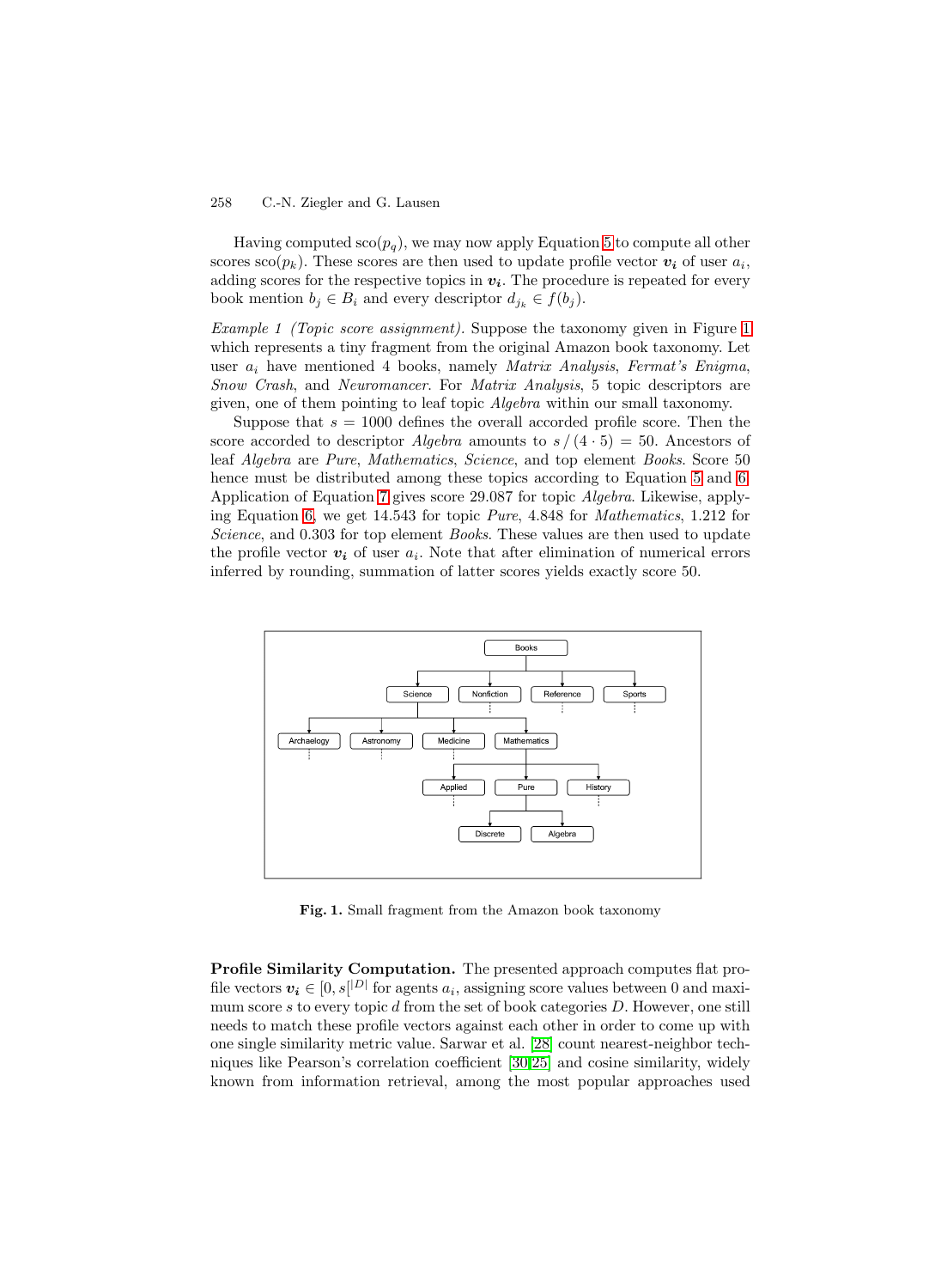Having computed $\text{sco}(p_q)$, we may now apply Equation 5 to compute all other scores $\text{sco}(p_k)$. These scores are then used to update profile vector $\boldsymbol{v_i}$ of user $a_i$, adding scores for the respective topics in $\boldsymbol{v_i}$. The procedure is repeated for every book mention $b_j \in B_i$ and every descriptor $d_{j_k} \in f(b_j)$.

*Example 1 (Topic score assignment).* Suppose the taxonomy given in Figure 1 which represents a tiny fragment from the original Amazon book taxonomy. Let user $a_i$ have mentioned 4 books, namely *Matrix Analysis*, *Fermat's Enigma*, *Snow Crash*, and *Neuromancer*. For *Matrix Analysis*, 5 topic descriptors are given, one of them pointing to leaf topic *Algebra* within our small taxonomy.

Suppose that $s = 1000$ defines the overall accorded profile score. Then the score accorded to descriptor *Algebra* amounts to $s \,/\, (4 \cdot 5) = 50$. Ancestors of leaf *Algebra* are *Pure*, *Mathematics*, *Science*, and top element *Books*. Score 50 hence must be distributed among these topics according to Equation 5 and 6. Application of Equation 7 gives score 29.087 for topic *Algebra*. Likewise, applying Equation 6, we get 14.543 for topic *Pure*, 4.848 for *Mathematics*, 1.212 for *Science*, and 0.303 for top element *Books*. These values are then used to update the profile vector $\boldsymbol{v_i}$ of user $a_i$. Note that after elimination of numerical errors inferred by rounding, summation of latter scores yields exactly score 50.

**Fig. 1.** Small fragment from the Amazon book taxonomy

**Profile Similarity Computation.** The presented approach computes flat profile vectors $\boldsymbol{v_i} \in [0, s[^{|D|}$ for agents $a_i$, assigning score values between 0 and maximum score $s$ to every topic $d$ from the set of book categories $D$. However, one still needs to match these profile vectors against each other in order to come up with one single similarity metric value. Sarwar et al. [28] count nearest-neighbor techniques like Pearson's correlation coefficient [30,25] and cosine similarity, widely known from information retrieval, among the most popular approaches used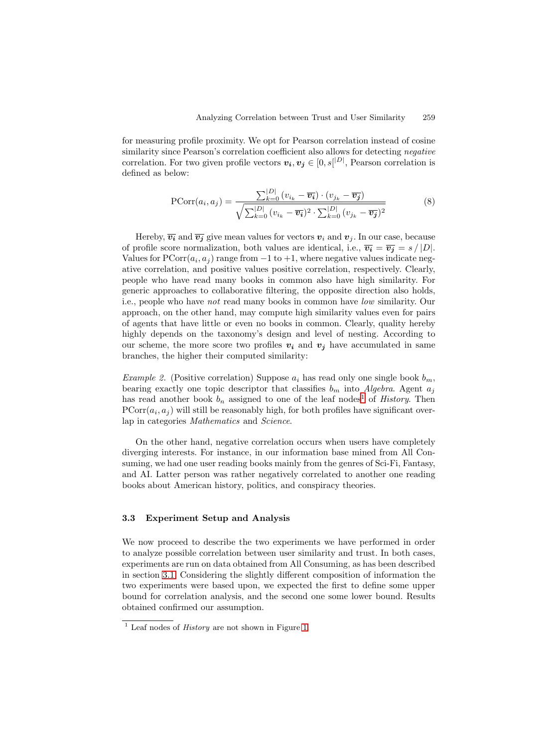for measuring profile proximity. We opt for Pearson correlation instead of cosine similarity since Pearson's correlation coefficient also allows for detecting *negative* correlation. For two given profile vectors $\boldsymbol{v_i}, \boldsymbol{v_j} \in [0, s]^{|D|}$, Pearson correlation is defined as below:

$$\text{PCorr}(a_i, a_j) = \frac{\sum_{k=0}^{|D|} (v_{i_k} - \overline{\boldsymbol{v_i}}) \cdot (v_{j_k} - \overline{\boldsymbol{v_j}})}{\sqrt{\sum_{k=0}^{|D|} (v_{i_k} - \overline{\boldsymbol{v_i}})^2 \cdot \sum_{k=0}^{|D|} (v_{j_k} - \overline{\boldsymbol{v_j}})^2}} \tag{8}$$

Hereby, $\overline{\boldsymbol{v_i}}$ and $\overline{\boldsymbol{v_j}}$ give mean values for vectors $\boldsymbol{v}_i$ and $\boldsymbol{v}_j$. In our case, because of profile score normalization, both values are identical, i.e., $\overline{\boldsymbol{v_i}} = \overline{\boldsymbol{v_j}} = s \,/\, |D|$. Values for $\text{PCorr}(a_i, a_j)$ range from $-1$ to $+1$, where negative values indicate negative correlation, and positive values positive correlation, respectively. Clearly, people who have read many books in common also have high similarity. For generic approaches to collaborative filtering, the opposite direction also holds, i.e., people who have *not* read many books in common have *low* similarity. Our approach, on the other hand, may compute high similarity values even for pairs of agents that have little or even no books in common. Clearly, quality hereby highly depends on the taxonomy's design and level of nesting. According to our scheme, the more score two profiles $\boldsymbol{v_i}$ and $\boldsymbol{v_j}$ have accumulated in same branches, the higher their computed similarity:

*Example 2.* (Positive correlation) Suppose $a_i$ has read only one single book $b_m$, bearing exactly one topic descriptor that classifies $b_m$ into *Algebra*. Agent $a_j$ has read another book $b_n$ assigned to one of the leaf nodes[1] of *History*. Then $\text{PCorr}(a_i, a_j)$ will still be reasonably high, for both profiles have significant overlap in categories *Mathematics* and *Science*.

On the other hand, negative correlation occurs when users have completely diverging interests. For instance, in our information base mined from All Consuming, we had one user reading books mainly from the genres of Sci-Fi, Fantasy, and AI. Latter person was rather negatively correlated to another one reading books about American history, politics, and conspiracy theories.

### 3.3 Experiment Setup and Analysis

We now proceed to describe the two experiments we have performed in order to analyze possible correlation between user similarity and trust. In both cases, experiments are run on data obtained from All Consuming, as has been described in section 3.1. Considering the slightly different composition of information the two experiments were based upon, we expected the first to define some upper bound for correlation analysis, and the second one some lower bound. Results obtained confirmed our assumption.

[1] Leaf nodes of *History* are not shown in Figure 1.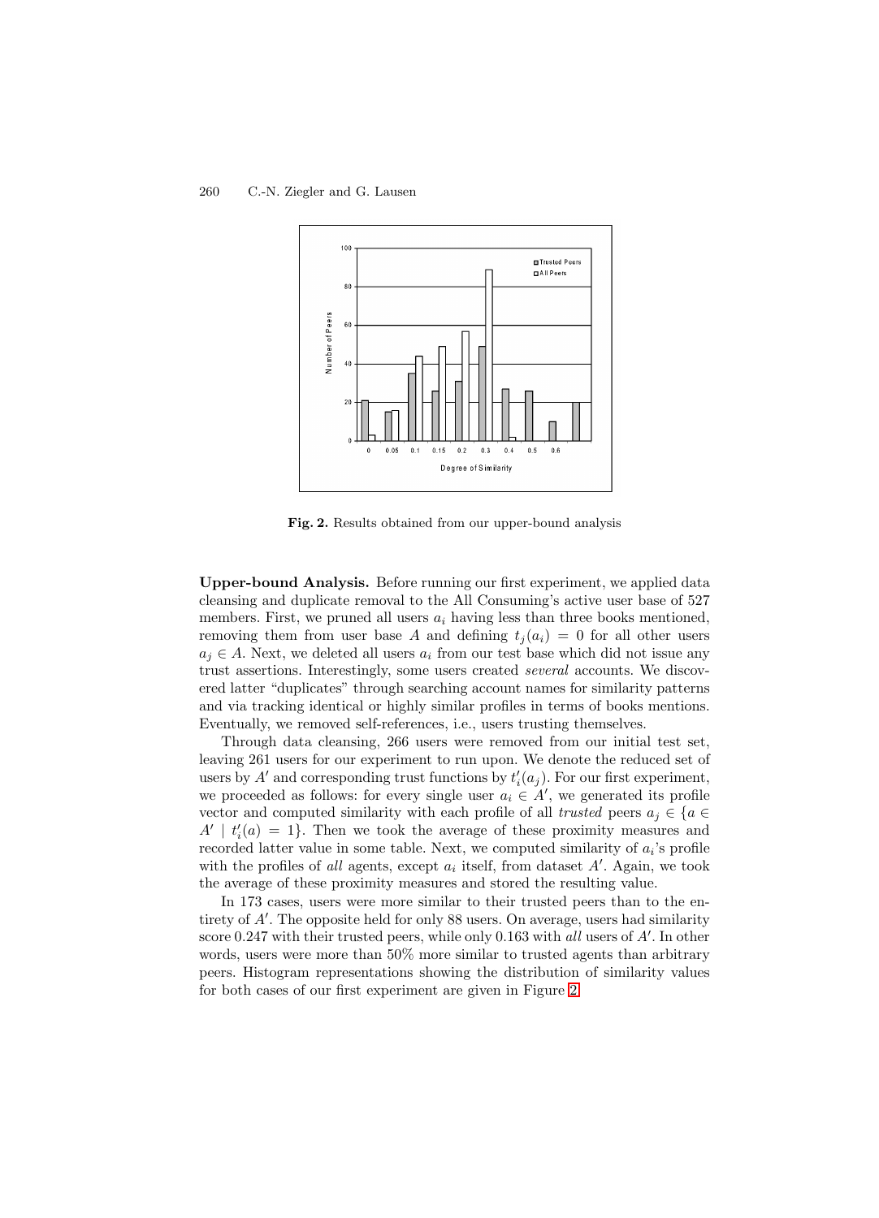Fig. 2. Results obtained from our upper-bound analysis

**Upper-bound Analysis.** Before running our first experiment, we applied data cleansing and duplicate removal to the All Consuming's active user base of 527 members. First, we pruned all users $a_i$ having less than three books mentioned, removing them from user base $A$ and defining $t_j(a_i) = 0$ for all other users $a_j \in A$. Next, we deleted all users $a_i$ from our test base which did not issue any trust assertions. Interestingly, some users created *several* accounts. We discovered latter "duplicates" through searching account names for similarity patterns and via tracking identical or highly similar profiles in terms of books mentions. Eventually, we removed self-references, i.e., users trusting themselves.

Through data cleansing, 266 users were removed from our initial test set, leaving 261 users for our experiment to run upon. We denote the reduced set of users by $A'$ and corresponding trust functions by $t'_i(a_j)$. For our first experiment, we proceeded as follows: for every single user $a_i \in A'$, we generated its profile vector and computed similarity with each profile of all *trusted* peers $a_j \in \{a \in A' \mid t'_i(a) = 1\}$. Then we took the average of these proximity measures and recorded latter value in some table. Next, we computed similarity of $a_i$'s profile with the profiles of *all* agents, except $a_i$ itself, from dataset $A'$. Again, we took the average of these proximity measures and stored the resulting value.

In 173 cases, users were more similar to their trusted peers than to the entirety of $A'$. The opposite held for only 88 users. On average, users had similarity score 0.247 with their trusted peers, while only 0.163 with *all* users of $A'$. In other words, users were more than 50% more similar to trusted agents than arbitrary peers. Histogram representations showing the distribution of similarity values for both cases of our first experiment are given in Figure 2.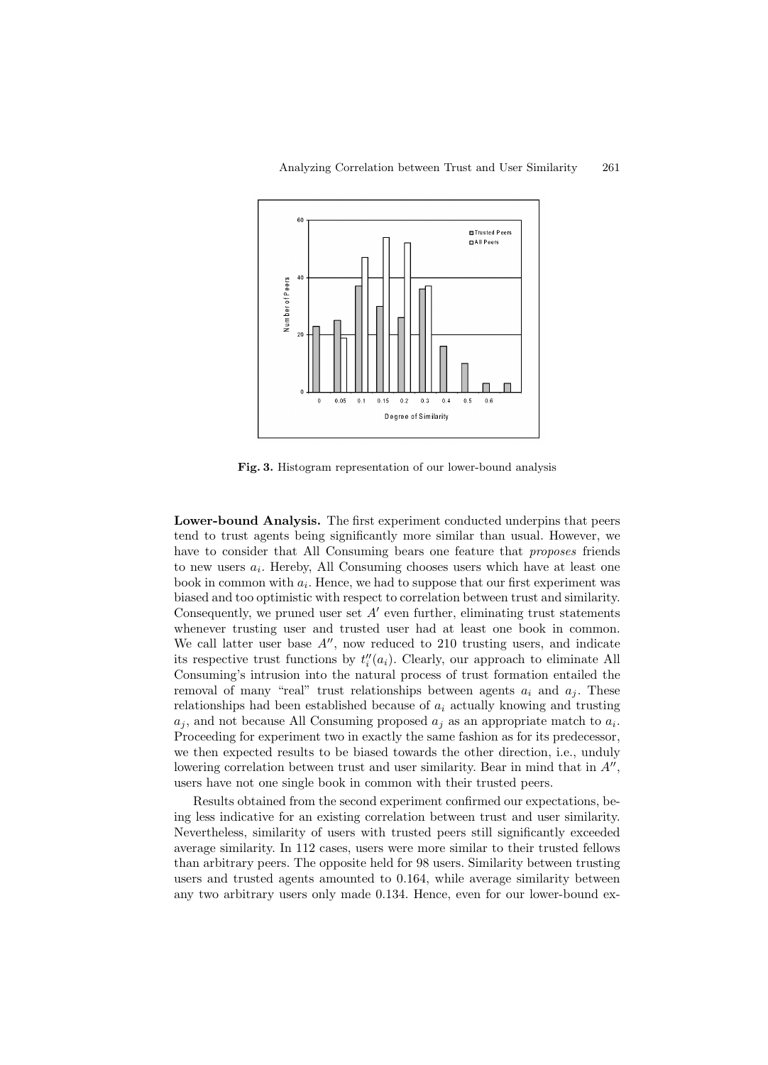**Fig. 3.** Histogram representation of our lower-bound analysis

**Lower-bound Analysis.** The first experiment conducted underpins that peers tend to trust agents being significantly more similar than usual. However, we have to consider that All Consuming bears one feature that *proposes* friends to new users $a_i$. Hereby, All Consuming chooses users which have at least one book in common with $a_i$. Hence, we had to suppose that our first experiment was biased and too optimistic with respect to correlation between trust and similarity. Consequently, we pruned user set $A'$ even further, eliminating trust statements whenever trusting user and trusted user had at least one book in common. We call latter user base $A''$, now reduced to 210 trusting users, and indicate its respective trust functions by $t''_i(a_i)$. Clearly, our approach to eliminate All Consuming's intrusion into the natural process of trust formation entailed the removal of many "real" trust relationships between agents $a_i$ and $a_j$. These relationships had been established because of $a_i$ actually knowing and trusting $a_j$, and not because All Consuming proposed $a_j$ as an appropriate match to $a_i$. Proceeding for experiment two in exactly the same fashion as for its predecessor, we then expected results to be biased towards the other direction, i.e., unduly lowering correlation between trust and user similarity. Bear in mind that in $A''$, users have not one single book in common with their trusted peers.

Results obtained from the second experiment confirmed our expectations, being less indicative for an existing correlation between trust and user similarity. Nevertheless, similarity of users with trusted peers still significantly exceeded average similarity. In 112 cases, users were more similar to their trusted fellows than arbitrary peers. The opposite held for 98 users. Similarity between trusting users and trusted agents amounted to 0.164, while average similarity between any two arbitrary users only made 0.134. Hence, even for our lower-bound ex-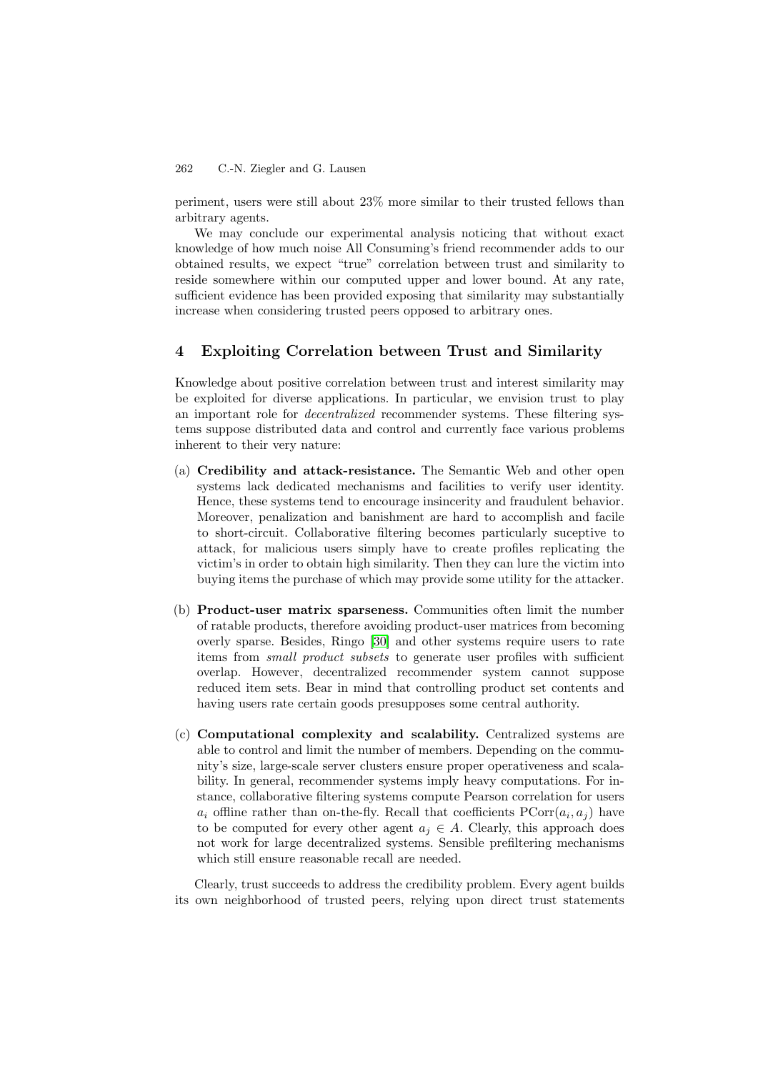periment, users were still about 23% more similar to their trusted fellows than arbitrary agents.

We may conclude our experimental analysis noticing that without exact knowledge of how much noise All Consuming's friend recommender adds to our obtained results, we expect "true" correlation between trust and similarity to reside somewhere within our computed upper and lower bound. At any rate, sufficient evidence has been provided exposing that similarity may substantially increase when considering trusted peers opposed to arbitrary ones.

## 4 Exploiting Correlation between Trust and Similarity

Knowledge about positive correlation between trust and interest similarity may be exploited for diverse applications. In particular, we envision trust to play an important role for *decentralized* recommender systems. These filtering systems suppose distributed data and control and currently face various problems inherent to their very nature:

(a) **Credibility and attack-resistance.** The Semantic Web and other open systems lack dedicated mechanisms and facilities to verify user identity. Hence, these systems tend to encourage insincerity and fraudulent behavior. Moreover, penalization and banishment are hard to accomplish and facile to short-circuit. Collaborative filtering becomes particularly suceptive to attack, for malicious users simply have to create profiles replicating the victim's in order to obtain high similarity. Then they can lure the victim into buying items the purchase of which may provide some utility for the attacker.

(b) **Product-user matrix sparseness.** Communities often limit the number of ratable products, therefore avoiding product-user matrices from becoming overly sparse. Besides, Ringo [30] and other systems require users to rate items from *small product subsets* to generate user profiles with sufficient overlap. However, decentralized recommender system cannot suppose reduced item sets. Bear in mind that controlling product set contents and having users rate certain goods presupposes some central authority.

(c) **Computational complexity and scalability.** Centralized systems are able to control and limit the number of members. Depending on the community's size, large-scale server clusters ensure proper operativeness and scalability. In general, recommender systems imply heavy computations. For instance, collaborative filtering systems compute Pearson correlation for users $a_i$ offline rather than on-the-fly. Recall that coefficients $\text{PCorr}(a_i, a_j)$ have to be computed for every other agent $a_j \in A$. Clearly, this approach does not work for large decentralized systems. Sensible prefiltering mechanisms which still ensure reasonable recall are needed.

Clearly, trust succeeds to address the credibility problem. Every agent builds its own neighborhood of trusted peers, relying upon direct trust statements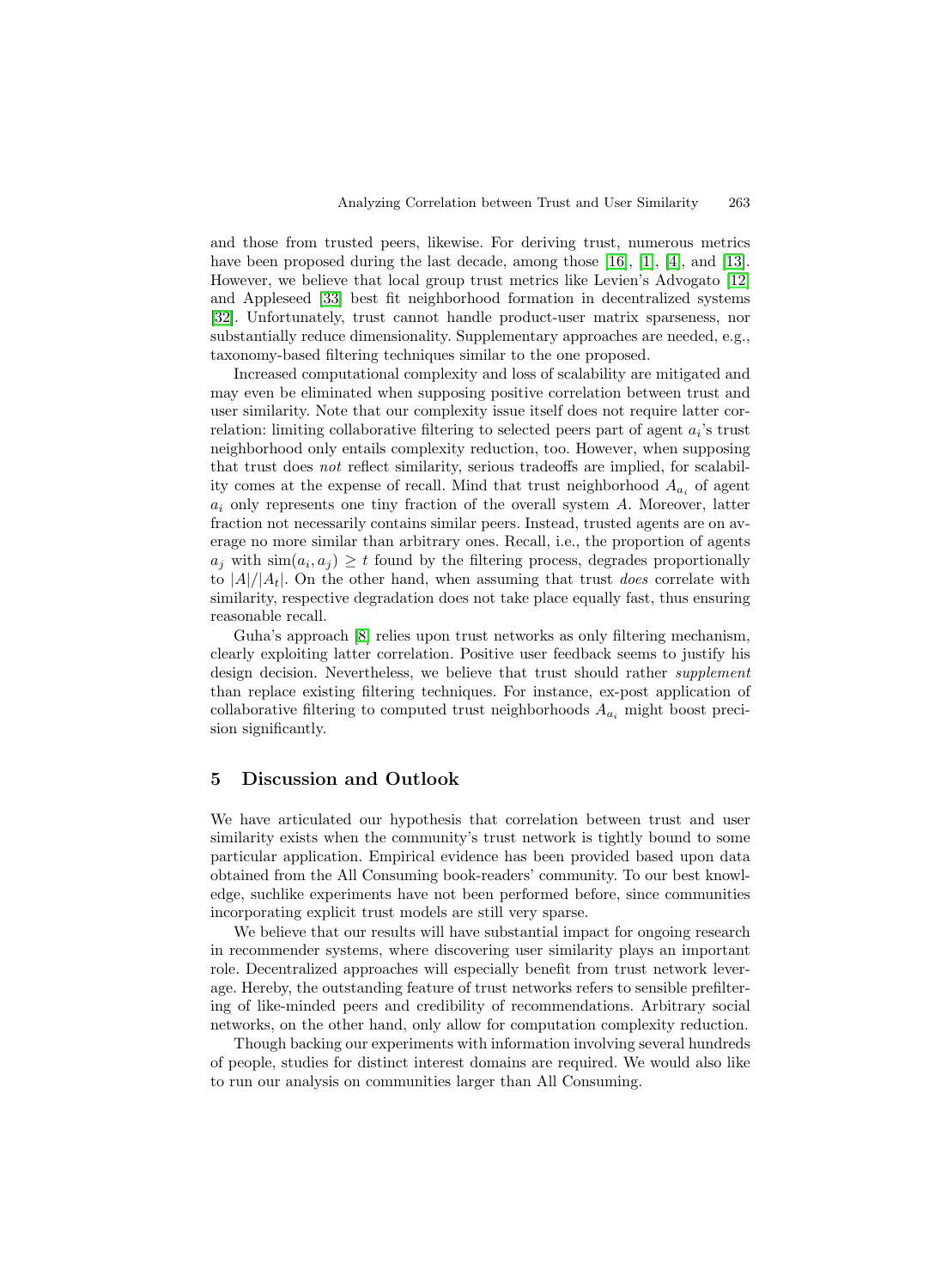and those from trusted peers, likewise. For deriving trust, numerous metrics have been proposed during the last decade, among those [16], [1], [4], and [13]. However, we believe that local group trust metrics like Levien's Advogato [12] and Appleseed [33] best fit neighborhood formation in decentralized systems [32]. Unfortunately, trust cannot handle product-user matrix sparseness, nor substantially reduce dimensionality. Supplementary approaches are needed, e.g., taxonomy-based filtering techniques similar to the one proposed.

Increased computational complexity and loss of scalability are mitigated and may even be eliminated when supposing positive correlation between trust and user similarity. Note that our complexity issue itself does not require latter correlation: limiting collaborative filtering to selected peers part of agent $a_i$'s trust neighborhood only entails complexity reduction, too. However, when supposing that trust does *not* reflect similarity, serious tradeoffs are implied, for scalability comes at the expense of recall. Mind that trust neighborhood $A_{a_i}$ of agent $a_i$ only represents one tiny fraction of the overall system $A$. Moreover, latter fraction not necessarily contains similar peers. Instead, trusted agents are on average no more similar than arbitrary ones. Recall, i.e., the proportion of agents $a_j$ with $\text{sim}(a_i, a_j) \geq t$ found by the filtering process, degrades proportionally to $|A|/|A_t|$. On the other hand, when assuming that trust *does* correlate with similarity, respective degradation does not take place equally fast, thus ensuring reasonable recall.

Guha's approach [8] relies upon trust networks as only filtering mechanism, clearly exploiting latter correlation. Positive user feedback seems to justify his design decision. Nevertheless, we believe that trust should rather *supplement* than replace existing filtering techniques. For instance, ex-post application of collaborative filtering to computed trust neighborhoods $A_{a_i}$ might boost precision significantly.

## 5 Discussion and Outlook

We have articulated our hypothesis that correlation between trust and user similarity exists when the community's trust network is tightly bound to some particular application. Empirical evidence has been provided based upon data obtained from the All Consuming book-readers' community. To our best knowledge, suchlike experiments have not been performed before, since communities incorporating explicit trust models are still very sparse.

We believe that our results will have substantial impact for ongoing research in recommender systems, where discovering user similarity plays an important role. Decentralized approaches will especially benefit from trust network leverage. Hereby, the outstanding feature of trust networks refers to sensible prefiltering of like-minded peers and credibility of recommendations. Arbitrary social networks, on the other hand, only allow for computation complexity reduction.

Though backing our experiments with information involving several hundreds of people, studies for distinct interest domains are required. We would also like to run our analysis on communities larger than All Consuming.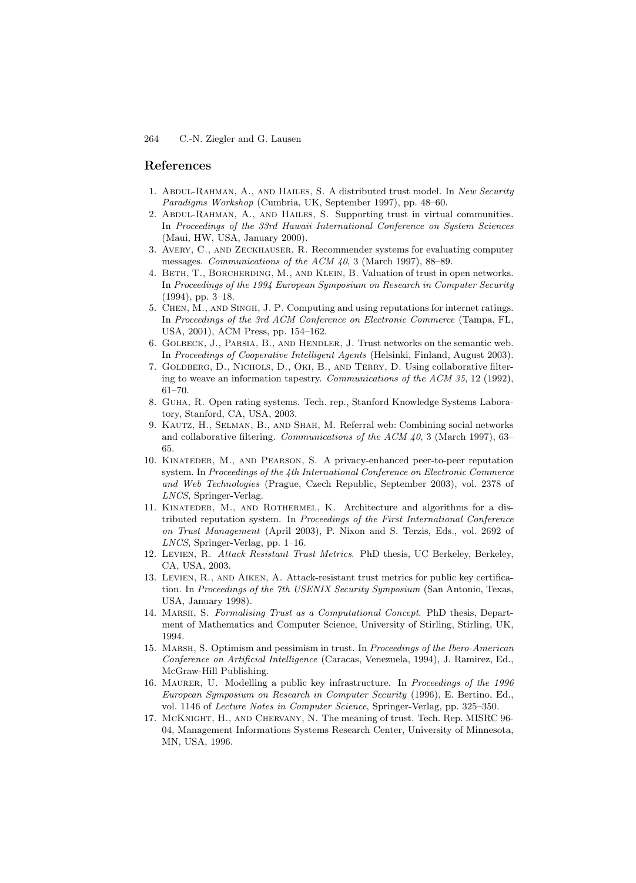## References

1. Abdul-Rahman, A., and Hailes, S. A distributed trust model. In *New Security Paradigms Workshop* (Cumbria, UK, September 1997), pp. 48–60.
2. Abdul-Rahman, A., and Hailes, S. Supporting trust in virtual communities. In *Proceedings of the 33rd Hawaii International Conference on System Sciences* (Maui, HW, USA, January 2000).
3. Avery, C., and Zeckhauser, R. Recommender systems for evaluating computer messages. *Communications of the ACM 40*, 3 (March 1997), 88–89.
4. Beth, T., Borcherding, M., and Klein, B. Valuation of trust in open networks. In *Proceedings of the 1994 European Symposium on Research in Computer Security* (1994), pp. 3–18.
5. Chen, M., and Singh, J. P. Computing and using reputations for internet ratings. In *Proceedings of the 3rd ACM Conference on Electronic Commerce* (Tampa, FL, USA, 2001), ACM Press, pp. 154–162.
6. Golbeck, J., Parsia, B., and Hendler, J. Trust networks on the semantic web. In *Proceedings of Cooperative Intelligent Agents* (Helsinki, Finland, August 2003).
7. Goldberg, D., Nichols, D., Oki, B., and Terry, D. Using collaborative filtering to weave an information tapestry. *Communications of the ACM 35*, 12 (1992), 61–70.
8. Guha, R. Open rating systems. Tech. rep., Stanford Knowledge Systems Laboratory, Stanford, CA, USA, 2003.
9. Kautz, H., Selman, B., and Shah, M. Referral web: Combining social networks and collaborative filtering. *Communications of the ACM 40*, 3 (March 1997), 63–65.
10. Kinateder, M., and Pearson, S. A privacy-enhanced peer-to-peer reputation system. In *Proceedings of the 4th International Conference on Electronic Commerce and Web Technologies* (Prague, Czech Republic, September 2003), vol. 2378 of *LNCS*, Springer-Verlag.
11. Kinateder, M., and Rothermel, K. Architecture and algorithms for a distributed reputation system. In *Proceedings of the First International Conference on Trust Management* (April 2003), P. Nixon and S. Terzis, Eds., vol. 2692 of *LNCS*, Springer-Verlag, pp. 1–16.
12. Levien, R. *Attack Resistant Trust Metrics*. PhD thesis, UC Berkeley, Berkeley, CA, USA, 2003.
13. Levien, R., and Aiken, A. Attack-resistant trust metrics for public key certification. In *Proceedings of the 7th USENIX Security Symposium* (San Antonio, Texas, USA, January 1998).
14. Marsh, S. *Formalising Trust as a Computational Concept*. PhD thesis, Department of Mathematics and Computer Science, University of Stirling, Stirling, UK, 1994.
15. Marsh, S. Optimism and pessimism in trust. In *Proceedings of the Ibero-American Conference on Artificial Intelligence* (Caracas, Venezuela, 1994), J. Ramirez, Ed., McGraw-Hill Publishing.
16. Maurer, U. Modelling a public key infrastructure. In *Proceedings of the 1996 European Symposium on Research in Computer Security* (1996), E. Bertino, Ed., vol. 1146 of *Lecture Notes in Computer Science*, Springer-Verlag, pp. 325–350.
17. McKnight, H., and Chervany, N. The meaning of trust. Tech. Rep. MISRC 96-04, Management Informations Systems Research Center, University of Minnesota, MN, USA, 1996.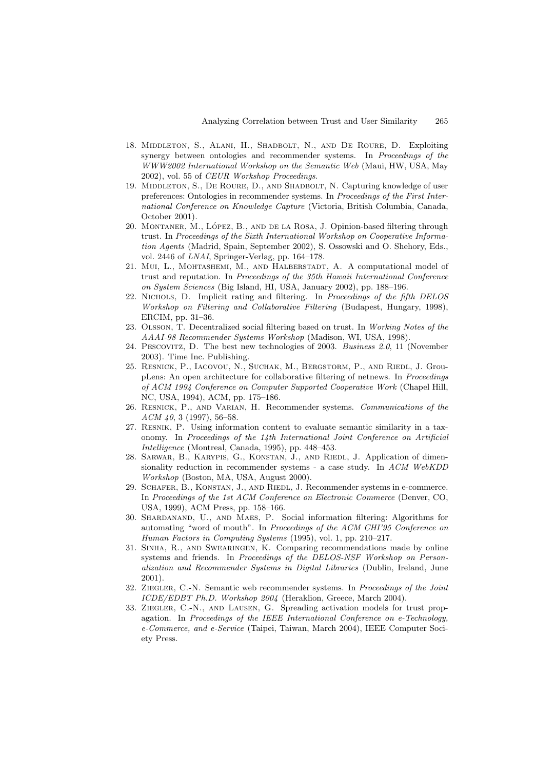18. Middleton, S., Alani, H., Shadbolt, N., and De Roure, D. Exploiting synergy between ontologies and recommender systems. In *Proceedings of the WWW2002 International Workshop on the Semantic Web* (Maui, HW, USA, May 2002), vol. 55 of *CEUR Workshop Proceedings*.
19. Middleton, S., De Roure, D., and Shadbolt, N. Capturing knowledge of user preferences: Ontologies in recommender systems. In *Proceedings of the First International Conference on Knowledge Capture* (Victoria, British Columbia, Canada, October 2001).
20. Montaner, M., López, B., and de la Rosa, J. Opinion-based filtering through trust. In *Proceedings of the Sixth International Workshop on Cooperative Information Agents* (Madrid, Spain, September 2002), S. Ossowski and O. Shehory, Eds., vol. 2446 of *LNAI*, Springer-Verlag, pp. 164–178.
21. Mui, L., Mohtashemi, M., and Halberstadt, A. A computational model of trust and reputation. In *Proceedings of the 35th Hawaii International Conference on System Sciences* (Big Island, HI, USA, January 2002), pp. 188–196.
22. Nichols, D. Implicit rating and filtering. In *Proceedings of the fifth DELOS Workshop on Filtering and Collaborative Filtering* (Budapest, Hungary, 1998), ERCIM, pp. 31–36.
23. Olsson, T. Decentralized social filtering based on trust. In *Working Notes of the AAAI-98 Recommender Systems Workshop* (Madison, WI, USA, 1998).
24. Pescovitz, D. The best new technologies of 2003. *Business 2.0*, 11 (November 2003). Time Inc. Publishing.
25. Resnick, P., Iacovou, N., Suchak, M., Bergstorm, P., and Riedl, J. GroupLens: An open architecture for collaborative filtering of netnews. In *Proceedings of ACM 1994 Conference on Computer Supported Cooperative Work* (Chapel Hill, NC, USA, 1994), ACM, pp. 175–186.
26. Resnick, P., and Varian, H. Recommender systems. *Communications of the ACM 40*, 3 (1997), 56–58.
27. Resnik, P. Using information content to evaluate semantic similarity in a taxonomy. In *Proceedings of the 14th International Joint Conference on Artificial Intelligence* (Montreal, Canada, 1995), pp. 448–453.
28. Sarwar, B., Karypis, G., Konstan, J., and Riedl, J. Application of dimensionality reduction in recommender systems - a case study. In *ACM WebKDD Workshop* (Boston, MA, USA, August 2000).
29. Schafer, B., Konstan, J., and Riedl, J. Recommender systems in e-commerce. In *Proceedings of the 1st ACM Conference on Electronic Commerce* (Denver, CO, USA, 1999), ACM Press, pp. 158–166.
30. Shardanand, U., and Maes, P. Social information filtering: Algorithms for automating "word of mouth". In *Proceedings of the ACM CHI'95 Conference on Human Factors in Computing Systems* (1995), vol. 1, pp. 210–217.
31. Sinha, R., and Swearingen, K. Comparing recommendations made by online systems and friends. In *Proceedings of the DELOS-NSF Workshop on Personalization and Recommender Systems in Digital Libraries* (Dublin, Ireland, June 2001).
32. Ziegler, C.-N. Semantic web recommender systems. In *Proceedings of the Joint ICDE/EDBT Ph.D. Workshop 2004* (Heraklion, Greece, March 2004).
33. Ziegler, C.-N., and Lausen, G. Spreading activation models for trust propagation. In *Proceedings of the IEEE International Conference on e-Technology, e-Commerce, and e-Service* (Taipei, Taiwan, March 2004), IEEE Computer Society Press.